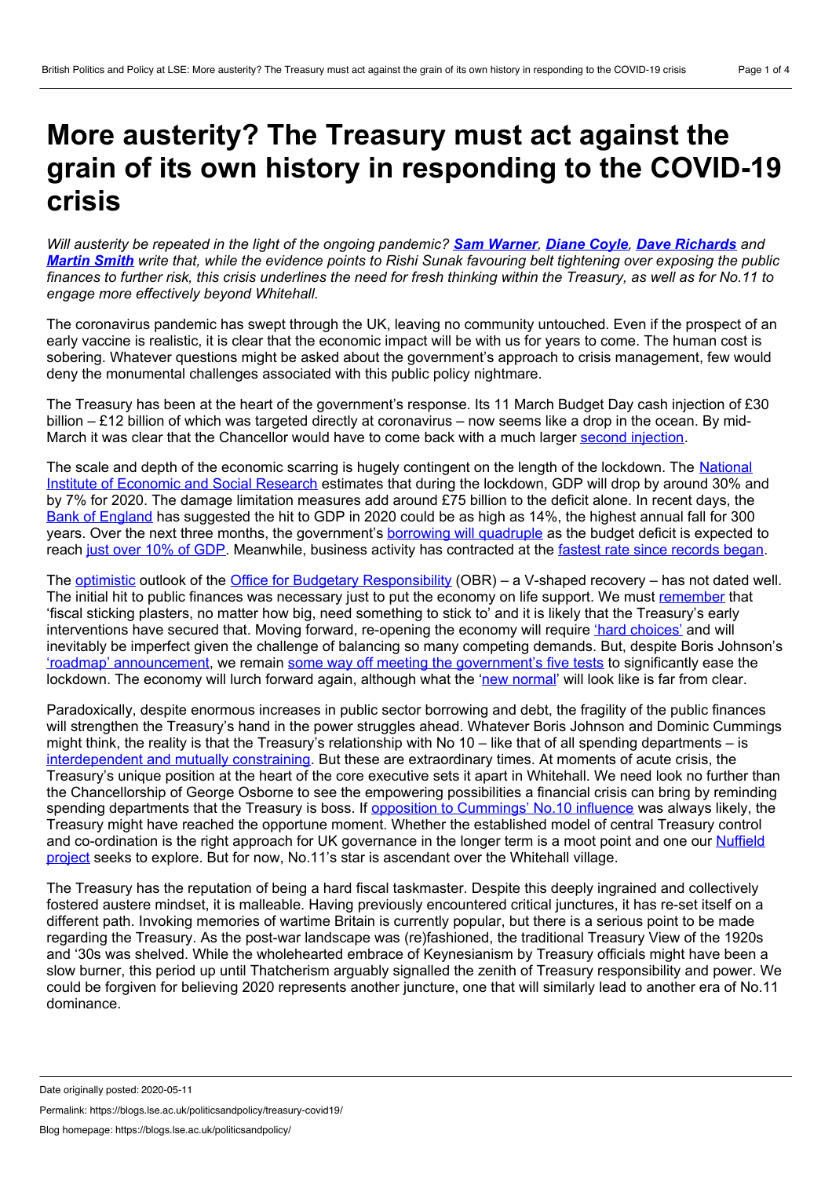# More austerity? The Treasury must act against the grain of its own history in responding to the COVID-19 crisis

*Will austerity be repeated in the light of the ongoing pandemic? **Sam Warner**, **Diane Coyle**, **Dave Richards** and **Martin Smith** write that, while the evidence points to Rishi Sunak favouring belt tightening over exposing the public finances to further risk, this crisis underlines the need for fresh thinking within the Treasury, as well as for No.11 to engage more effectively beyond Whitehall.*

The coronavirus pandemic has swept through the UK, leaving no community untouched. Even if the prospect of an early vaccine is realistic, it is clear that the economic impact will be with us for years to come. The human cost is sobering. Whatever questions might be asked about the government's approach to crisis management, few would deny the monumental challenges associated with this public policy nightmare.

The Treasury has been at the heart of the government's response. Its 11 March Budget Day cash injection of £30 billion – £12 billion of which was targeted directly at coronavirus – now seems like a drop in the ocean. By mid-March it was clear that the Chancellor would have to come back with a much larger second injection.

The scale and depth of the economic scarring is hugely contingent on the length of the lockdown. The National Institute of Economic and Social Research estimates that during the lockdown, GDP will drop by around 30% and by 7% for 2020. The damage limitation measures add around £75 billion to the deficit alone. In recent days, the Bank of England has suggested the hit to GDP in 2020 could be as high as 14%, the highest annual fall for 300 years. Over the next three months, the government's borrowing will quadruple as the budget deficit is expected to reach just over 10% of GDP. Meanwhile, business activity has contracted at the fastest rate since records began.

The optimistic outlook of the Office for Budgetary Responsibility (OBR) – a V-shaped recovery – has not dated well. The initial hit to public finances was necessary just to put the economy on life support. We must remember that 'fiscal sticking plasters, no matter how big, need something to stick to' and it is likely that the Treasury's early interventions have secured that. Moving forward, re-opening the economy will require 'hard choices' and will inevitably be imperfect given the challenge of balancing so many competing demands. But, despite Boris Johnson's 'roadmap' announcement, we remain some way off meeting the government's five tests to significantly ease the lockdown. The economy will lurch forward again, although what the 'new normal' will look like is far from clear.

Paradoxically, despite enormous increases in public sector borrowing and debt, the fragility of the public finances will strengthen the Treasury's hand in the power struggles ahead. Whatever Boris Johnson and Dominic Cummings might think, the reality is that the Treasury's relationship with No 10 – like that of all spending departments – is interdependent and mutually constraining. But these are extraordinary times. At moments of acute crisis, the Treasury's unique position at the heart of the core executive sets it apart in Whitehall. We need look no further than the Chancellorship of George Osborne to see the empowering possibilities a financial crisis can bring by reminding spending departments that the Treasury is boss. If opposition to Cummings' No.10 influence was always likely, the Treasury might have reached the opportune moment. Whether the established model of central Treasury control and co-ordination is the right approach for UK governance in the longer term is a moot point and one our Nuffield project seeks to explore. But for now, No.11's star is ascendant over the Whitehall village.

The Treasury has the reputation of being a hard fiscal taskmaster. Despite this deeply ingrained and collectively fostered austere mindset, it is malleable. Having previously encountered critical junctures, it has re-set itself on a different path. Invoking memories of wartime Britain is currently popular, but there is a serious point to be made regarding the Treasury. As the post-war landscape was (re)fashioned, the traditional Treasury View of the 1920s and '30s was shelved. While the wholehearted embrace of Keynesianism by Treasury officials might have been a slow burner, this period up until Thatcherism arguably signalled the zenith of Treasury responsibility and power. We could be forgiven for believing 2020 represents another juncture, one that will similarly lead to another era of No.11 dominance.

Date originally posted: 2020-05-11

Permalink: https://blogs.lse.ac.uk/politicsandpolicy/treasury-covid19/

Blog homepage: https://blogs.lse.ac.uk/politicsandpolicy/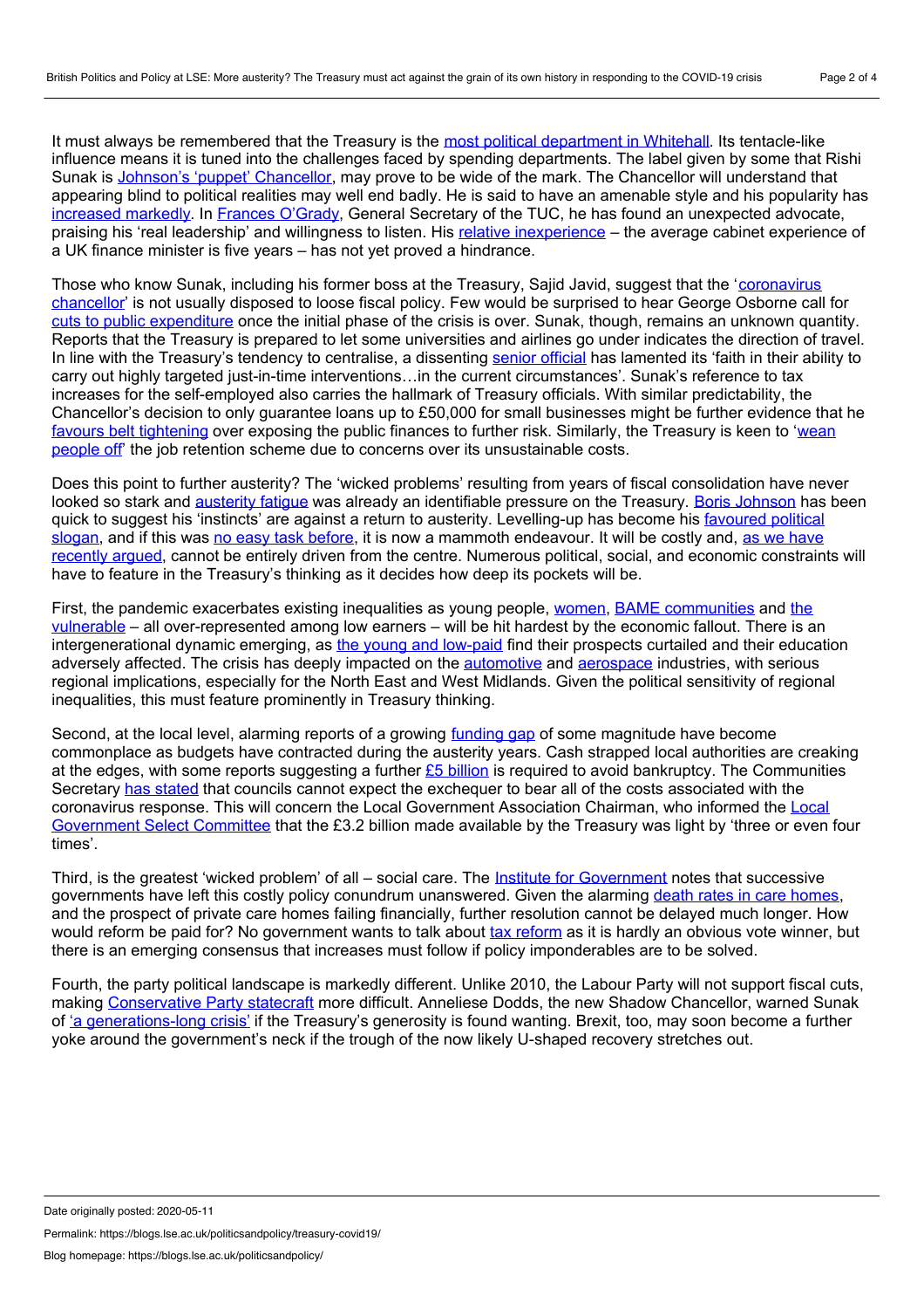It must always be remembered that the Treasury is the most political department in Whitehall. Its tentacle-like influence means it is tuned into the challenges faced by spending departments. The label given by some that Rishi Sunak is Johnson's 'puppet' Chancellor, may prove to be wide of the mark. The Chancellor will understand that appearing blind to political realities may well end badly. He is said to have an amenable style and his popularity has increased markedly. In Frances O'Grady, General Secretary of the TUC, he has found an unexpected advocate, praising his 'real leadership' and willingness to listen. His relative inexperience – the average cabinet experience of a UK finance minister is five years – has not yet proved a hindrance.

Those who know Sunak, including his former boss at the Treasury, Sajid Javid, suggest that the 'coronavirus chancellor' is not usually disposed to loose fiscal policy. Few would be surprised to hear George Osborne call for cuts to public expenditure once the initial phase of the crisis is over. Sunak, though, remains an unknown quantity. Reports that the Treasury is prepared to let some universities and airlines go under indicates the direction of travel. In line with the Treasury's tendency to centralise, a dissenting senior official has lamented its 'faith in their ability to carry out highly targeted just-in-time interventions…in the current circumstances'. Sunak's reference to tax increases for the self-employed also carries the hallmark of Treasury officials. With similar predictability, the Chancellor's decision to only guarantee loans up to £50,000 for small businesses might be further evidence that he favours belt tightening over exposing the public finances to further risk. Similarly, the Treasury is keen to 'wean people off' the job retention scheme due to concerns over its unsustainable costs.

Does this point to further austerity? The 'wicked problems' resulting from years of fiscal consolidation have never looked so stark and austerity fatigue was already an identifiable pressure on the Treasury. Boris Johnson has been quick to suggest his 'instincts' are against a return to austerity. Levelling-up has become his favoured political slogan, and if this was no easy task before, it is now a mammoth endeavour. It will be costly and, as we have recently argued, cannot be entirely driven from the centre. Numerous political, social, and economic constraints will have to feature in the Treasury's thinking as it decides how deep its pockets will be.

First, the pandemic exacerbates existing inequalities as young people, women, BAME communities and the vulnerable – all over-represented among low earners – will be hit hardest by the economic fallout. There is an intergenerational dynamic emerging, as the young and low-paid find their prospects curtailed and their education adversely affected. The crisis has deeply impacted on the automotive and aerospace industries, with serious regional implications, especially for the North East and West Midlands. Given the political sensitivity of regional inequalities, this must feature prominently in Treasury thinking.

Second, at the local level, alarming reports of a growing funding gap of some magnitude have become commonplace as budgets have contracted during the austerity years. Cash strapped local authorities are creaking at the edges, with some reports suggesting a further £5 billion is required to avoid bankruptcy. The Communities Secretary has stated that councils cannot expect the exchequer to bear all of the costs associated with the coronavirus response. This will concern the Local Government Association Chairman, who informed the Local Government Select Committee that the £3.2 billion made available by the Treasury was light by 'three or even four times'.

Third, is the greatest 'wicked problem' of all – social care. The Institute for Government notes that successive governments have left this costly policy conundrum unanswered. Given the alarming death rates in care homes, and the prospect of private care homes failing financially, further resolution cannot be delayed much longer. How would reform be paid for? No government wants to talk about tax reform as it is hardly an obvious vote winner, but there is an emerging consensus that increases must follow if policy imponderables are to be solved.

Fourth, the party political landscape is markedly different. Unlike 2010, the Labour Party will not support fiscal cuts, making Conservative Party statecraft more difficult. Anneliese Dodds, the new Shadow Chancellor, warned Sunak of 'a generations-long crisis' if the Treasury's generosity is found wanting. Brexit, too, may soon become a further yoke around the government's neck if the trough of the now likely U-shaped recovery stretches out.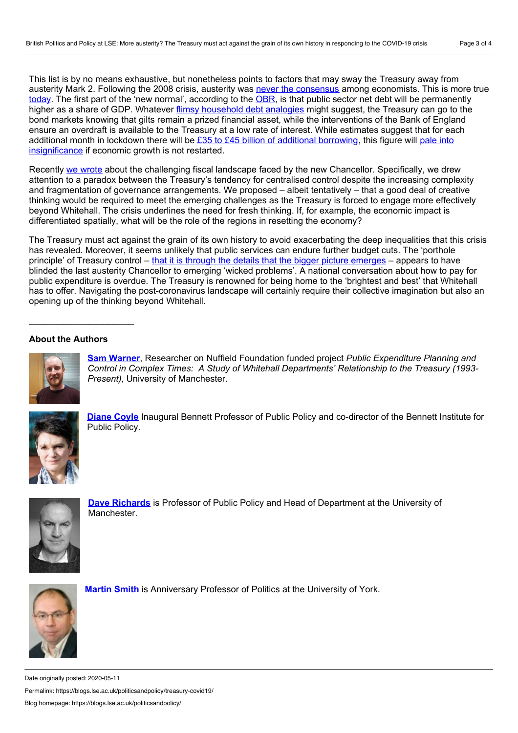This list is by no means exhaustive, but nonetheless points to factors that may sway the Treasury away from austerity Mark 2. Following the 2008 crisis, austerity was never the consensus among economists. This is more true today. The first part of the 'new normal', according to the OBR, is that public sector net debt will be permanently higher as a share of GDP. Whatever flimsy household debt analogies might suggest, the Treasury can go to the bond markets knowing that gilts remain a prized financial asset, while the interventions of the Bank of England ensure an overdraft is available to the Treasury at a low rate of interest. While estimates suggest that for each additional month in lockdown there will be £35 to £45 billion of additional borrowing, this figure will pale into insignificance if economic growth is not restarted.

Recently we wrote about the challenging fiscal landscape faced by the new Chancellor. Specifically, we drew attention to a paradox between the Treasury's tendency for centralised control despite the increasing complexity and fragmentation of governance arrangements. We proposed – albeit tentatively – that a good deal of creative thinking would be required to meet the emerging challenges as the Treasury is forced to engage more effectively beyond Whitehall. The crisis underlines the need for fresh thinking. If, for example, the economic impact is differentiated spatially, what will be the role of the regions in resetting the economy?

The Treasury must act against the grain of its own history to avoid exacerbating the deep inequalities that this crisis has revealed. Moreover, it seems unlikely that public services can endure further budget cuts. The 'porthole principle' of Treasury control – that it is through the details that the bigger picture emerges – appears to have blinded the last austerity Chancellor to emerging 'wicked problems'. A national conversation about how to pay for public expenditure is overdue. The Treasury is renowned for being home to the 'brightest and best' that Whitehall has to offer. Navigating the post-coronavirus landscape will certainly require their collective imagination but also an opening up of the thinking beyond Whitehall.

---

### About the Authors

**Sam Warner**, Researcher on Nuffield Foundation funded project *Public Expenditure Planning and Control in Complex Times: A Study of Whitehall Departments' Relationship to the Treasury (1993-Present),* University of Manchester.

**Diane Coyle** Inaugural Bennett Professor of Public Policy and co-director of the Bennett Institute for Public Policy.

**Dave Richards** is Professor of Public Policy and Head of Department at the University of Manchester.

**Martin Smith** is Anniversary Professor of Politics at the University of York.

Date originally posted: 2020-05-11

Permalink: https://blogs.lse.ac.uk/politicsandpolicy/treasury-covid19/

Blog homepage: https://blogs.lse.ac.uk/politicsandpolicy/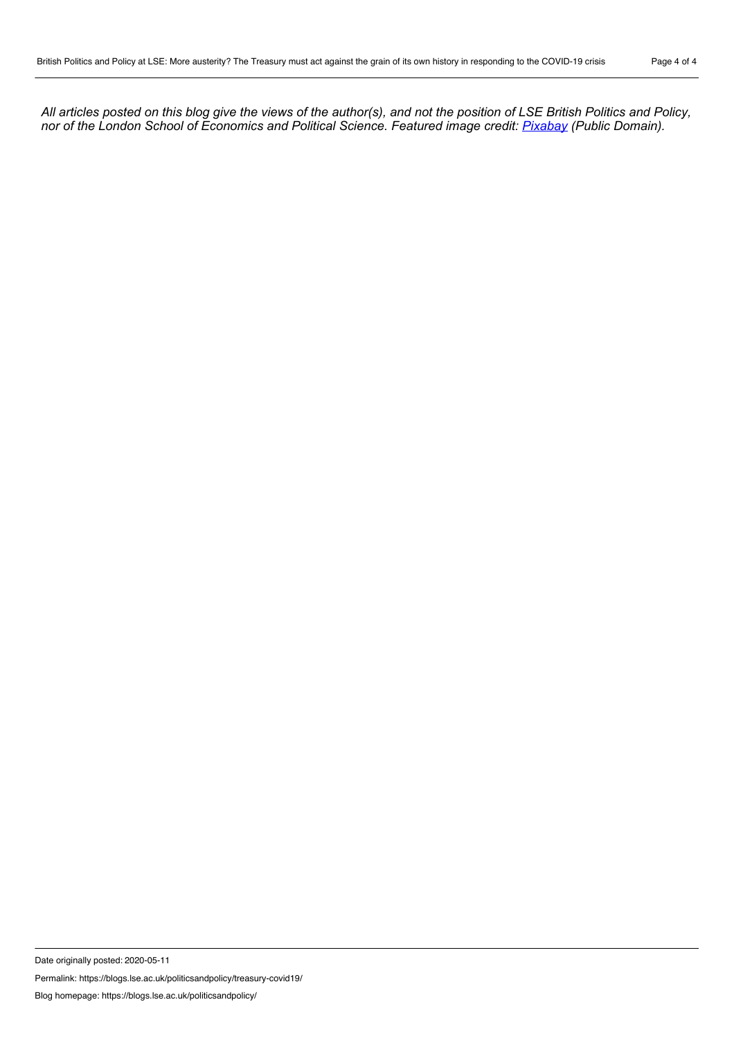*All articles posted on this blog give the views of the author(s), and not the position of LSE British Politics and Policy, nor of the London School of Economics and Political Science. Featured image credit: [Pixabay](https://pixabay.com) (Public Domain).*

Date originally posted: 2020-05-11

Permalink: https://blogs.lse.ac.uk/politicsandpolicy/treasury-covid19/

Blog homepage: https://blogs.lse.ac.uk/politicsandpolicy/